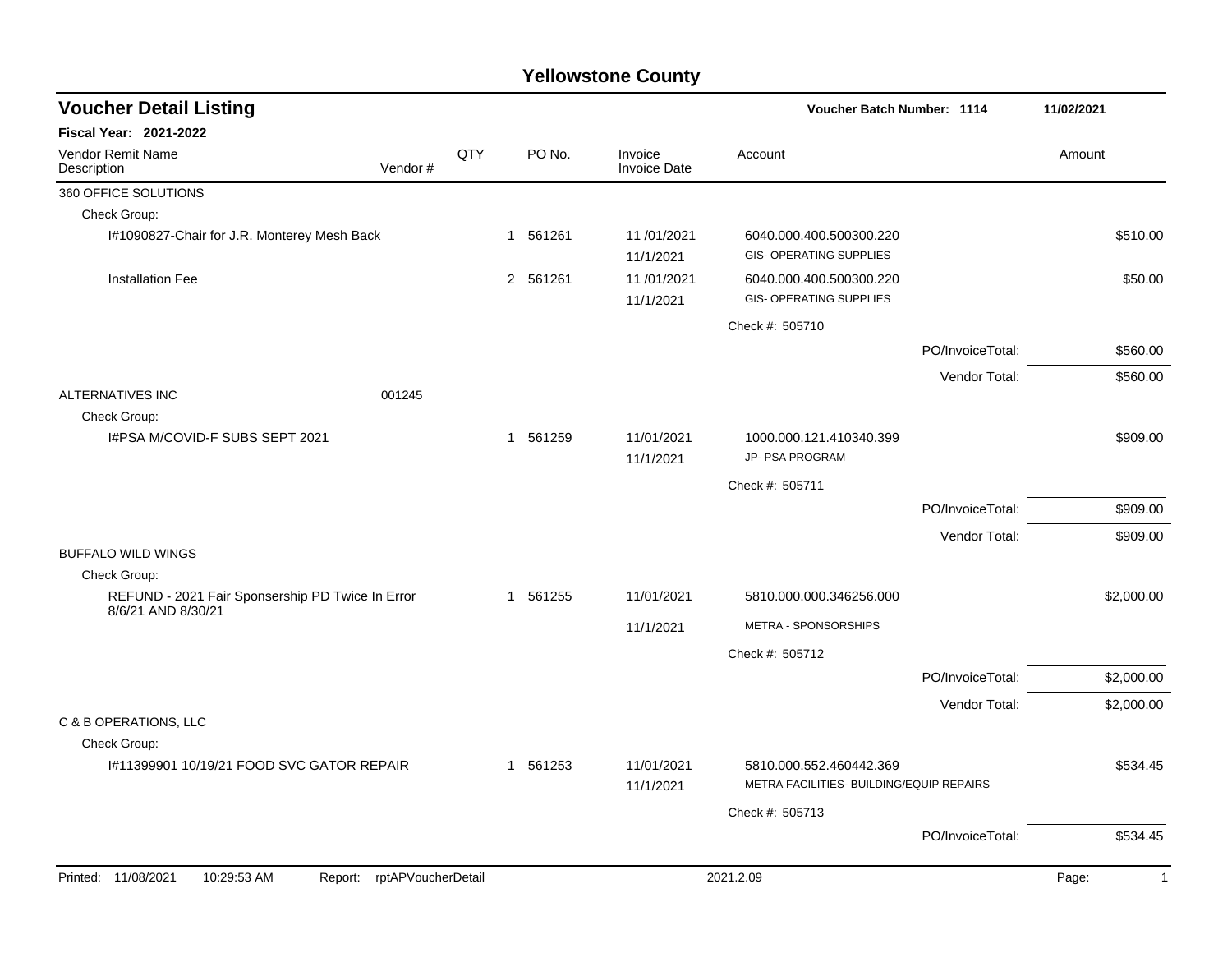# Yellowstone County

## Voucher Detail Listing

**Voucher Batch Number: 1114** 11/02/2021

**Fiscal Year: 2021-2022**

| Vendor Remit Name / Description | Vendor # | QTY | PO No. | Invoice / Invoice Date | Account | Amount |
|---|---|---|---|---|---|---|
| 360 OFFICE SOLUTIONS | | | | | | |
| Check Group: | | | | | | |
| I#1090827-Chair for J.R. Monterey Mesh Back | | 1 | 561261 | 11 /01/2021<br>11/1/2021 | 6040.000.400.500300.220<br>GIS- OPERATING SUPPLIES | $510.00 |
| Installation Fee | | 2 | 561261 | 11 /01/2021<br>11/1/2021 | 6040.000.400.500300.220<br>GIS- OPERATING SUPPLIES | $50.00 |
| | | | | | Check #: 505710 | |
| | | | | | PO/InvoiceTotal: | $560.00 |
| | | | | | Vendor Total: | $560.00 |
| ALTERNATIVES INC | 001245 | | | | | |
| Check Group: | | | | | | |
| I#PSA M/COVID-F SUBS SEPT 2021 | | 1 | 561259 | 11/01/2021<br>11/1/2021 | 1000.000.121.410340.399<br>JP- PSA PROGRAM | $909.00 |
| | | | | | Check #: 505711 | |
| | | | | | PO/InvoiceTotal: | $909.00 |
| | | | | | Vendor Total: | $909.00 |
| BUFFALO WILD WINGS | | | | | | |
| Check Group: | | | | | | |
| REFUND - 2021 Fair Sponsership PD Twice In Error 8/6/21 AND 8/30/21 | | 1 | 561255 | 11/01/2021<br>11/1/2021 | 5810.000.000.346256.000<br>METRA - SPONSORSHIPS | $2,000.00 |
| | | | | | Check #: 505712 | |
| | | | | | PO/InvoiceTotal: | $2,000.00 |
| | | | | | Vendor Total: | $2,000.00 |
| C & B OPERATIONS, LLC | | | | | | |
| Check Group: | | | | | | |
| I#11399901 10/19/21 FOOD SVC GATOR REPAIR | | 1 | 561253 | 11/01/2021<br>11/1/2021 | 5810.000.552.460442.369<br>METRA FACILITIES- BUILDING/EQUIP REPAIRS | $534.45 |
| | | | | | Check #: 505713 | |
| | | | | | PO/InvoiceTotal: | $534.45 |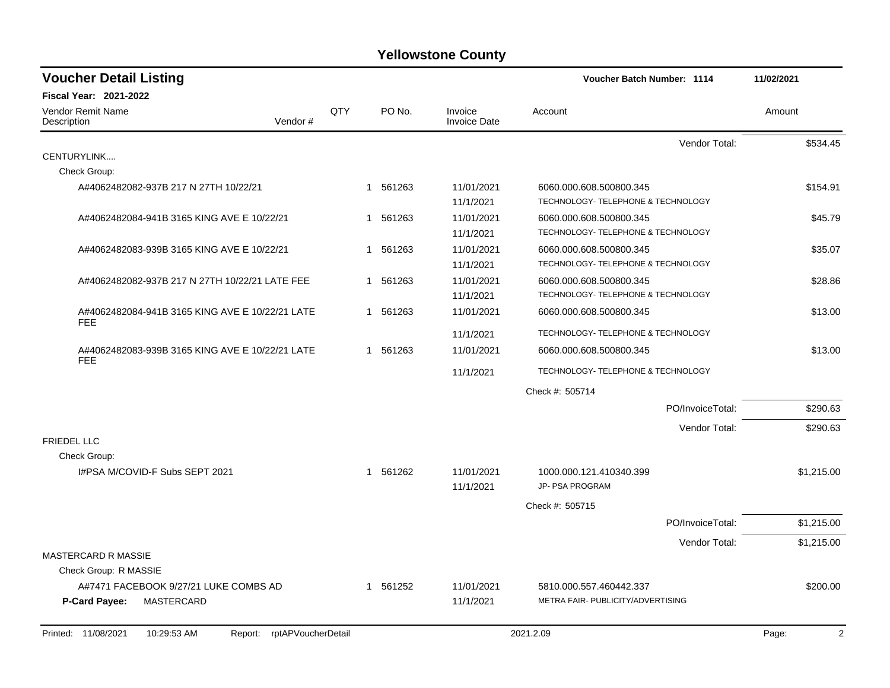# Yellowstone County

## Voucher Detail Listing

Voucher Batch Number: 1114 — 11/02/2021

**Fiscal Year: 2021-2022**

| Vendor Remit Name / Description | Vendor # | QTY | PO No. | Invoice / Invoice Date | Account | Amount |
|---|---|---|---|---|---|---|
| | | | | | Vendor Total: | $534.45 |
| CENTURYLINK.... | | | | | | |
| Check Group: | | | | | | |
| A#4062482082-937B 217 N 27TH 10/22/21 | | 1 | 561263 | 11/01/2021 / 11/1/2021 | 6060.000.608.500800.345 TECHNOLOGY- TELEPHONE & TECHNOLOGY | $154.91 |
| A#4062482084-941B 3165 KING AVE E 10/22/21 | | 1 | 561263 | 11/01/2021 / 11/1/2021 | 6060.000.608.500800.345 TECHNOLOGY- TELEPHONE & TECHNOLOGY | $45.79 |
| A#4062482083-939B 3165 KING AVE E 10/22/21 | | 1 | 561263 | 11/01/2021 / 11/1/2021 | 6060.000.608.500800.345 TECHNOLOGY- TELEPHONE & TECHNOLOGY | $35.07 |
| A#4062482082-937B 217 N 27TH 10/22/21 LATE FEE | | 1 | 561263 | 11/01/2021 / 11/1/2021 | 6060.000.608.500800.345 TECHNOLOGY- TELEPHONE & TECHNOLOGY | $28.86 |
| A#4062482084-941B 3165 KING AVE E 10/22/21 LATE FEE | | 1 | 561263 | 11/01/2021 / 11/1/2021 | 6060.000.608.500800.345 TECHNOLOGY- TELEPHONE & TECHNOLOGY | $13.00 |
| A#4062482083-939B 3165 KING AVE E 10/22/21 LATE FEE | | 1 | 561263 | 11/01/2021 / 11/1/2021 | 6060.000.608.500800.345 TECHNOLOGY- TELEPHONE & TECHNOLOGY | $13.00 |
| | | | | | Check #: 505714 | |
| | | | | | PO/InvoiceTotal: | $290.63 |
| | | | | | Vendor Total: | $290.63 |
| FRIEDEL LLC | | | | | | |
| Check Group: | | | | | | |
| I#PSA M/COVID-F Subs SEPT 2021 | | 1 | 561262 | 11/01/2021 / 11/1/2021 | 1000.000.121.410340.399 JP- PSA PROGRAM | $1,215.00 |
| | | | | | Check #: 505715 | |
| | | | | | PO/InvoiceTotal: | $1,215.00 |
| | | | | | Vendor Total: | $1,215.00 |
| MASTERCARD R MASSIE | | | | | | |
| Check Group: R MASSIE | | | | | | |
| A#7471 FACEBOOK 9/27/21 LUKE COMBS AD | | 1 | 561252 | 11/01/2021 / 11/1/2021 | 5810.000.557.460442.337 METRA FAIR- PUBLICITY/ADVERTISING | $200.00 |
| **P-Card Payee:** MASTERCARD | | | | | | |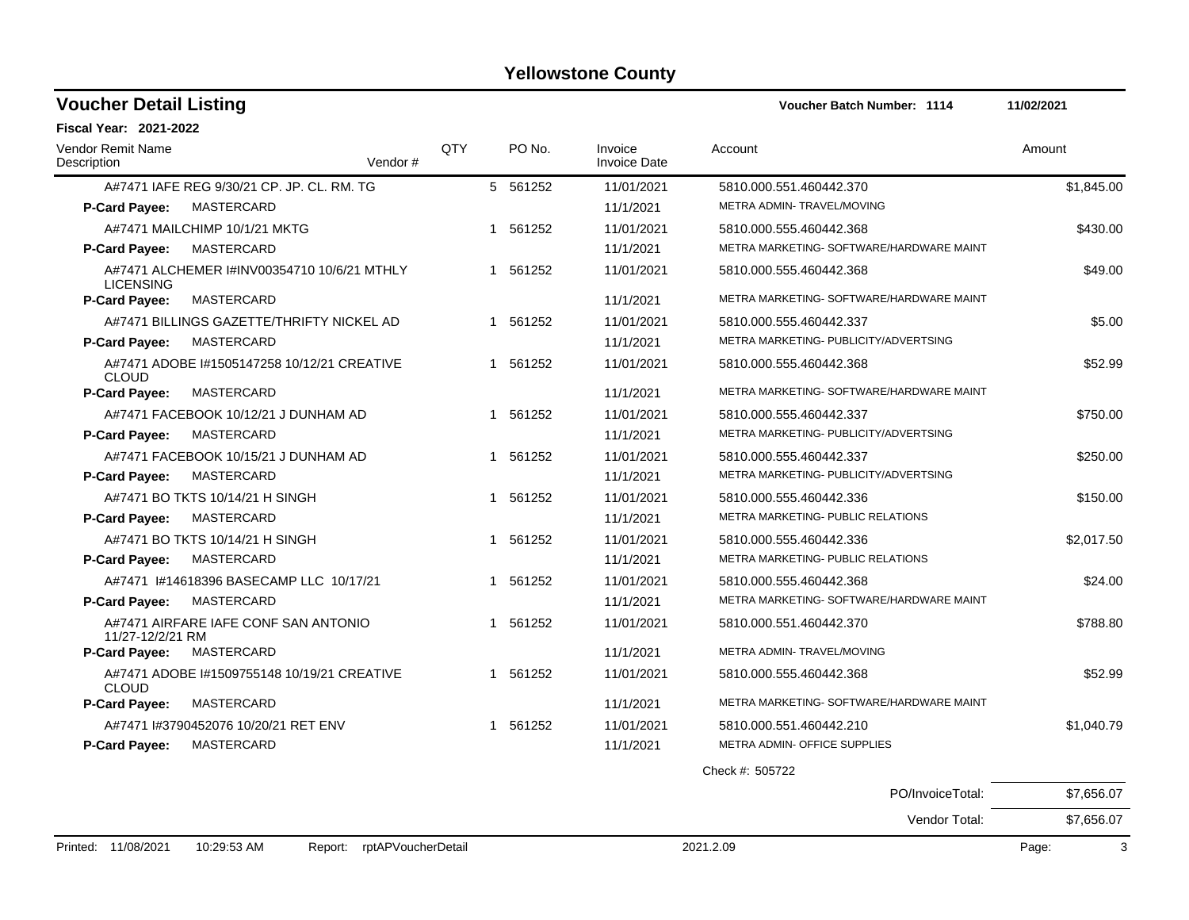# Yellowstone County

## Voucher Detail Listing

**Voucher Batch Number: 1114** 11/02/2021

**Fiscal Year: 2021-2022**

| Vendor Remit Name / Description | Vendor # | QTY | PO No. | Invoice / Invoice Date | Account | Amount |
|---|---|---|---|---|---|---|
| A#7471 IAFE REG 9/30/21 CP. JP. CL. RM. TG | | 5 | 561252 | 11/01/2021 | 5810.000.551.460442.370 | $1,845.00 |
| **P-Card Payee:** MASTERCARD | | | | 11/1/2021 | METRA ADMIN- TRAVEL/MOVING | |
| A#7471 MAILCHIMP 10/1/21 MKTG | | 1 | 561252 | 11/01/2021 | 5810.000.555.460442.368 | $430.00 |
| **P-Card Payee:** MASTERCARD | | | | 11/1/2021 | METRA MARKETING- SOFTWARE/HARDWARE MAINT | |
| A#7471 ALCHEMER I#INV00354710 10/6/21 MTHLY LICENSING | | 1 | 561252 | 11/01/2021 | 5810.000.555.460442.368 | $49.00 |
| **P-Card Payee:** MASTERCARD | | | | 11/1/2021 | METRA MARKETING- SOFTWARE/HARDWARE MAINT | |
| A#7471 BILLINGS GAZETTE/THRIFTY NICKEL AD | | 1 | 561252 | 11/01/2021 | 5810.000.555.460442.337 | $5.00 |
| **P-Card Payee:** MASTERCARD | | | | 11/1/2021 | METRA MARKETING- PUBLICITY/ADVERTSING | |
| A#7471 ADOBE I#1505147258 10/12/21 CREATIVE CLOUD | | 1 | 561252 | 11/01/2021 | 5810.000.555.460442.368 | $52.99 |
| **P-Card Payee:** MASTERCARD | | | | 11/1/2021 | METRA MARKETING- SOFTWARE/HARDWARE MAINT | |
| A#7471 FACEBOOK 10/12/21 J DUNHAM AD | | 1 | 561252 | 11/01/2021 | 5810.000.555.460442.337 | $750.00 |
| **P-Card Payee:** MASTERCARD | | | | 11/1/2021 | METRA MARKETING- PUBLICITY/ADVERTSING | |
| A#7471 FACEBOOK 10/15/21 J DUNHAM AD | | 1 | 561252 | 11/01/2021 | 5810.000.555.460442.337 | $250.00 |
| **P-Card Payee:** MASTERCARD | | | | 11/1/2021 | METRA MARKETING- PUBLICITY/ADVERTSING | |
| A#7471 BO TKTS 10/14/21 H SINGH | | 1 | 561252 | 11/01/2021 | 5810.000.555.460442.336 | $150.00 |
| **P-Card Payee:** MASTERCARD | | | | 11/1/2021 | METRA MARKETING- PUBLIC RELATIONS | |
| A#7471 BO TKTS 10/14/21 H SINGH | | 1 | 561252 | 11/01/2021 | 5810.000.555.460442.336 | $2,017.50 |
| **P-Card Payee:** MASTERCARD | | | | 11/1/2021 | METRA MARKETING- PUBLIC RELATIONS | |
| A#7471 I#14618396 BASECAMP LLC 10/17/21 | | 1 | 561252 | 11/01/2021 | 5810.000.555.460442.368 | $24.00 |
| **P-Card Payee:** MASTERCARD | | | | 11/1/2021 | METRA MARKETING- SOFTWARE/HARDWARE MAINT | |
| A#7471 AIRFARE IAFE CONF SAN ANTONIO 11/27-12/2/21 RM | | 1 | 561252 | 11/01/2021 | 5810.000.551.460442.370 | $788.80 |
| **P-Card Payee:** MASTERCARD | | | | 11/1/2021 | METRA ADMIN- TRAVEL/MOVING | |
| A#7471 ADOBE I#1509755148 10/19/21 CREATIVE CLOUD | | 1 | 561252 | 11/01/2021 | 5810.000.555.460442.368 | $52.99 |
| **P-Card Payee:** MASTERCARD | | | | 11/1/2021 | METRA MARKETING- SOFTWARE/HARDWARE MAINT | |
| A#7471 I#3790452076 10/20/21 RET ENV | | 1 | 561252 | 11/01/2021 | 5810.000.551.460442.210 | $1,040.79 |
| **P-Card Payee:** MASTERCARD | | | | 11/1/2021 | METRA ADMIN- OFFICE SUPPLIES | |

Check #: 505722

| | |
|---|---|
| PO/InvoiceTotal: | $7,656.07 |
| Vendor Total: | $7,656.07 |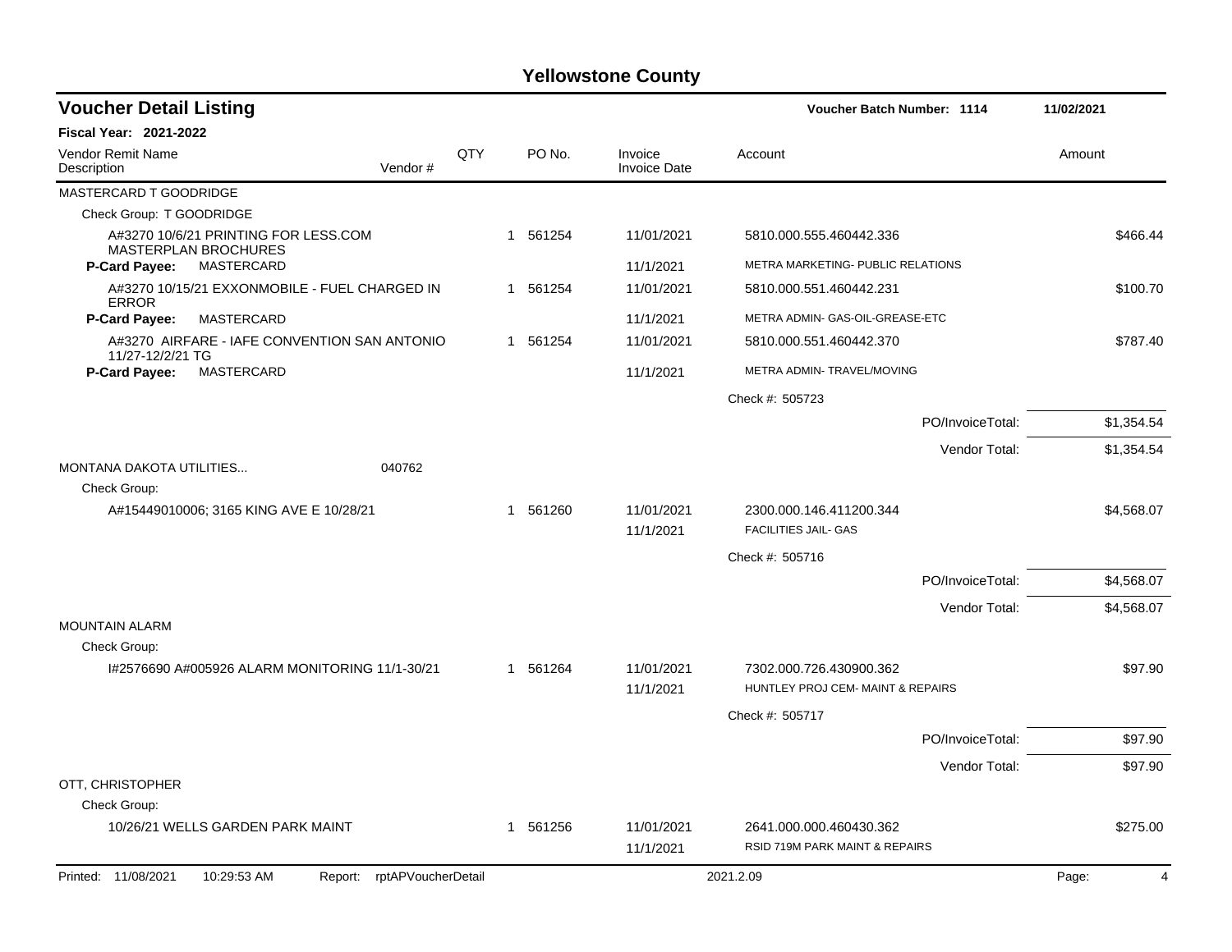# Yellowstone County

## Voucher Detail Listing

**Voucher Batch Number: 1114** — 11/02/2021

**Fiscal Year: 2021-2022**

| Vendor Remit Name / Description | Vendor # | QTY | PO No. | Invoice / Invoice Date | Account | Amount |
|---|---|---|---|---|---|---|
| MASTERCARD T GOODRIDGE | | | | | | |
| Check Group: T GOODRIDGE | | | | | | |
| A#3270 10/6/21 PRINTING FOR LESS.COM MASTERPLAN BROCHURES | | 1 | 561254 | 11/01/2021 | 5810.000.555.460442.336 | $466.44 |
| **P-Card Payee:** MASTERCARD | | | | 11/1/2021 | METRA MARKETING- PUBLIC RELATIONS | |
| A#3270 10/15/21 EXXONMOBILE - FUEL CHARGED IN ERROR | | 1 | 561254 | 11/01/2021 | 5810.000.551.460442.231 | $100.70 |
| **P-Card Payee:** MASTERCARD | | | | 11/1/2021 | METRA ADMIN- GAS-OIL-GREASE-ETC | |
| A#3270 AIRFARE - IAFE CONVENTION SAN ANTONIO 11/27-12/2/21 TG | | 1 | 561254 | 11/01/2021 | 5810.000.551.460442.370 | $787.40 |
| **P-Card Payee:** MASTERCARD | | | | 11/1/2021 | METRA ADMIN- TRAVEL/MOVING | |
| | | | | | Check #: 505723 | |
| | | | | | PO/InvoiceTotal: | $1,354.54 |
| | | | | | Vendor Total: | $1,354.54 |
| MONTANA DAKOTA UTILITIES... | 040762 | | | | | |
| Check Group: | | | | | | |
| A#15449010006; 3165 KING AVE E 10/28/21 | | 1 | 561260 | 11/01/2021 | 2300.000.146.411200.344 | $4,568.07 |
| | | | | 11/1/2021 | FACILITIES JAIL- GAS | |
| | | | | | Check #: 505716 | |
| | | | | | PO/InvoiceTotal: | $4,568.07 |
| | | | | | Vendor Total: | $4,568.07 |
| MOUNTAIN ALARM | | | | | | |
| Check Group: | | | | | | |
| I#2576690 A#005926 ALARM MONITORING 11/1-30/21 | | 1 | 561264 | 11/01/2021 | 7302.000.726.430900.362 | $97.90 |
| | | | | 11/1/2021 | HUNTLEY PROJ CEM- MAINT & REPAIRS | |
| | | | | | Check #: 505717 | |
| | | | | | PO/InvoiceTotal: | $97.90 |
| | | | | | Vendor Total: | $97.90 |
| OTT, CHRISTOPHER | | | | | | |
| Check Group: | | | | | | |
| 10/26/21 WELLS GARDEN PARK MAINT | | 1 | 561256 | 11/01/2021 | 2641.000.000.460430.362 | $275.00 |
| | | | | 11/1/2021 | RSID 719M PARK MAINT & REPAIRS | |

Printed: 11/08/2021 10:29:53 AM Report: rptAPVoucherDetail 2021.2.09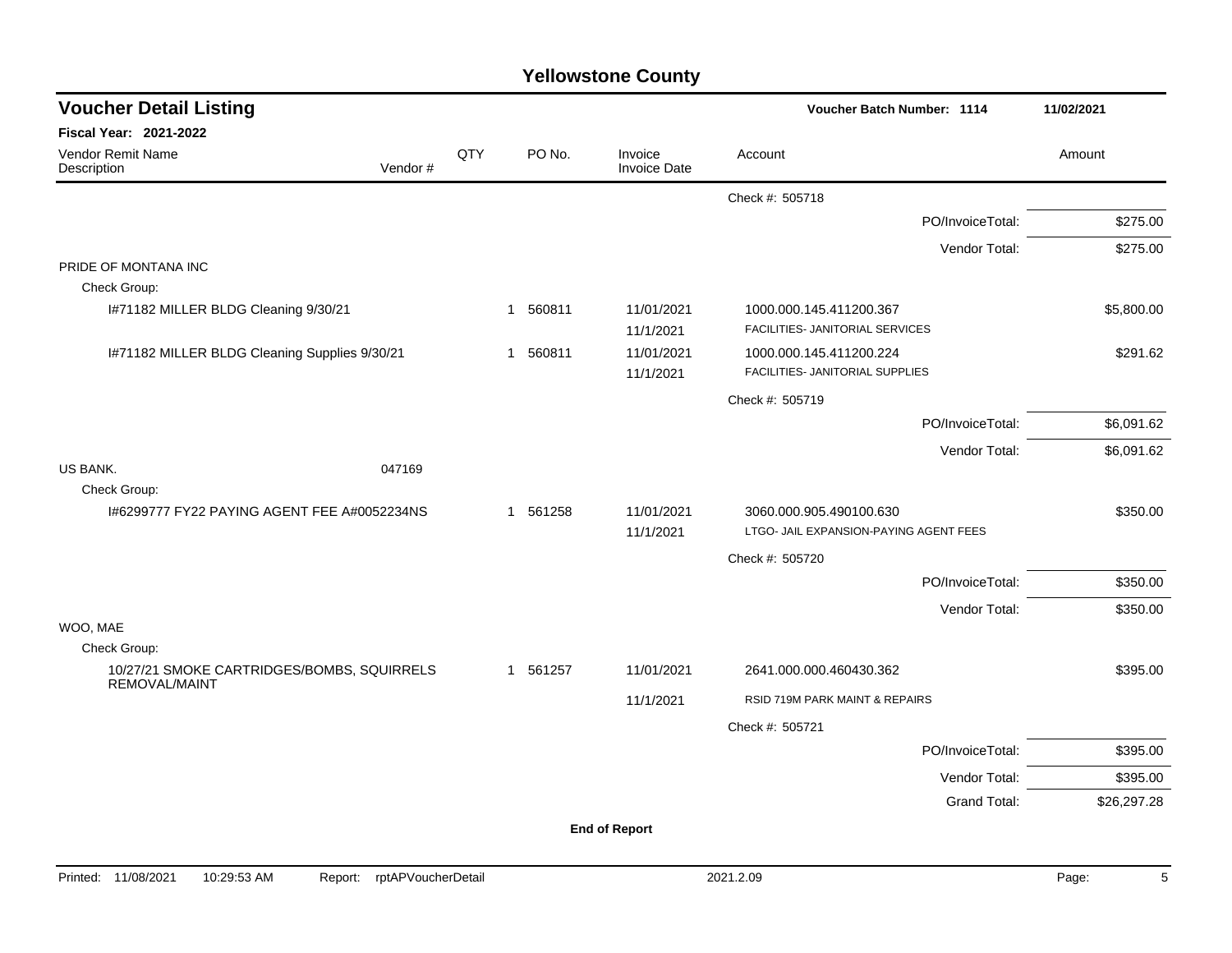# Yellowstone County

## Voucher Detail Listing

**Voucher Batch Number: 1114** | **11/02/2021**

**Fiscal Year: 2021-2022**

| Vendor Remit Name / Description | Vendor # | QTY | PO No. | Invoice / Invoice Date | Account | Amount |
|---|---|---|---|---|---|---|
| | | | | | Check #: 505718 | |
| | | | | | PO/InvoiceTotal: | $275.00 |
| | | | | | Vendor Total: | $275.00 |
| PRIDE OF MONTANA INC | | | | | | |
| Check Group: | | | | | | |
| I#71182 MILLER BLDG Cleaning 9/30/21 | | 1 | 560811 | 11/01/2021<br>11/1/2021 | 1000.000.145.411200.367<br>FACILITIES- JANITORIAL SERVICES | $5,800.00 |
| I#71182 MILLER BLDG Cleaning Supplies 9/30/21 | | 1 | 560811 | 11/01/2021<br>11/1/2021 | 1000.000.145.411200.224<br>FACILITIES- JANITORIAL SUPPLIES | $291.62 |
| | | | | | Check #: 505719 | |
| | | | | | PO/InvoiceTotal: | $6,091.62 |
| | | | | | Vendor Total: | $6,091.62 |
| US BANK. | 047169 | | | | | |
| Check Group: | | | | | | |
| I#6299777 FY22 PAYING AGENT FEE A#0052234NS | | 1 | 561258 | 11/01/2021<br>11/1/2021 | 3060.000.905.490100.630<br>LTGO- JAIL EXPANSION-PAYING AGENT FEES | $350.00 |
| | | | | | Check #: 505720 | |
| | | | | | PO/InvoiceTotal: | $350.00 |
| | | | | | Vendor Total: | $350.00 |
| WOO, MAE | | | | | | |
| Check Group: | | | | | | |
| 10/27/21 SMOKE CARTRIDGES/BOMBS, SQUIRRELS REMOVAL/MAINT | | 1 | 561257 | 11/01/2021<br>11/1/2021 | 2641.000.000.460430.362<br>RSID 719M PARK MAINT & REPAIRS | $395.00 |
| | | | | | Check #: 505721 | |
| | | | | | PO/InvoiceTotal: | $395.00 |
| | | | | | Vendor Total: | $395.00 |
| | | | | | Grand Total: | $26,297.28 |

**End of Report**

Printed: 11/08/2021 10:29:53 AM Report: rptAPVoucherDetail 2021.2.09